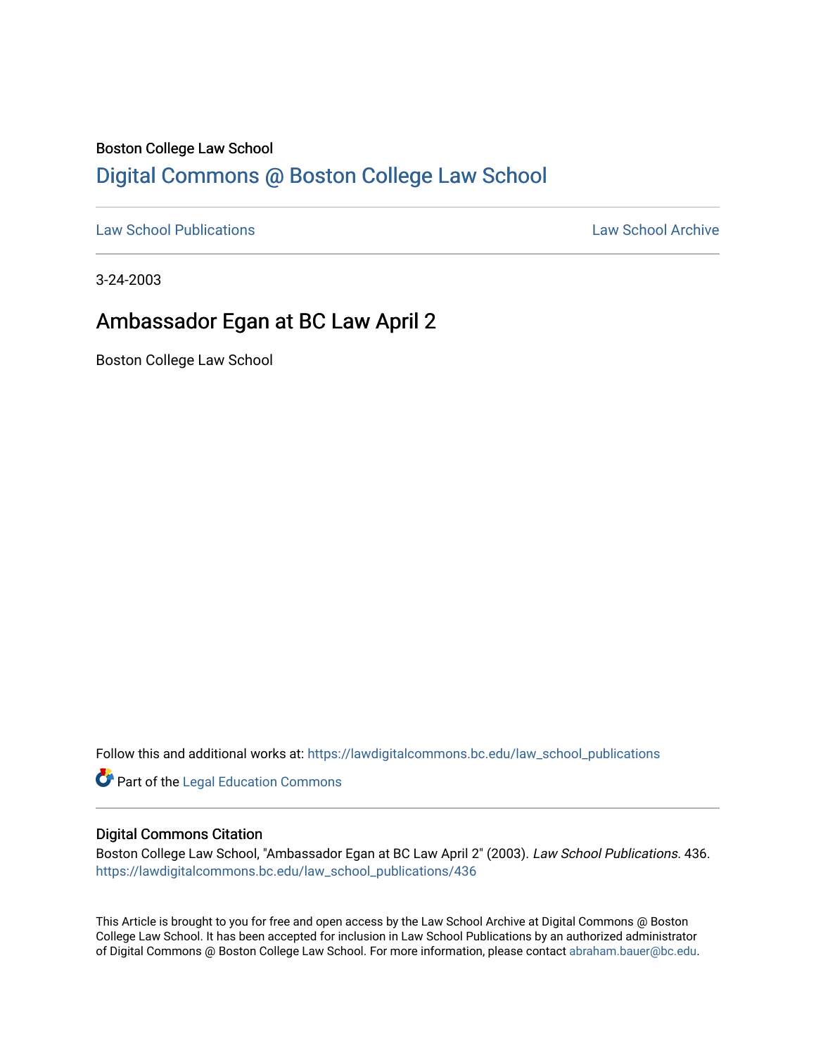Boston College Law School

# Digital Commons @ Boston College Law School

Law School Publications

Law School Archive

3-24-2003

## Ambassador Egan at BC Law April 2

Boston College Law School

Follow this and additional works at: https://lawdigitalcommons.bc.edu/law_school_publications

Part of the Legal Education Commons

### Digital Commons Citation

Boston College Law School, "Ambassador Egan at BC Law April 2" (2003). *Law School Publications*. 436. https://lawdigitalcommons.bc.edu/law_school_publications/436

This Article is brought to you for free and open access by the Law School Archive at Digital Commons @ Boston College Law School. It has been accepted for inclusion in Law School Publications by an authorized administrator of Digital Commons @ Boston College Law School. For more information, please contact abraham.bauer@bc.edu.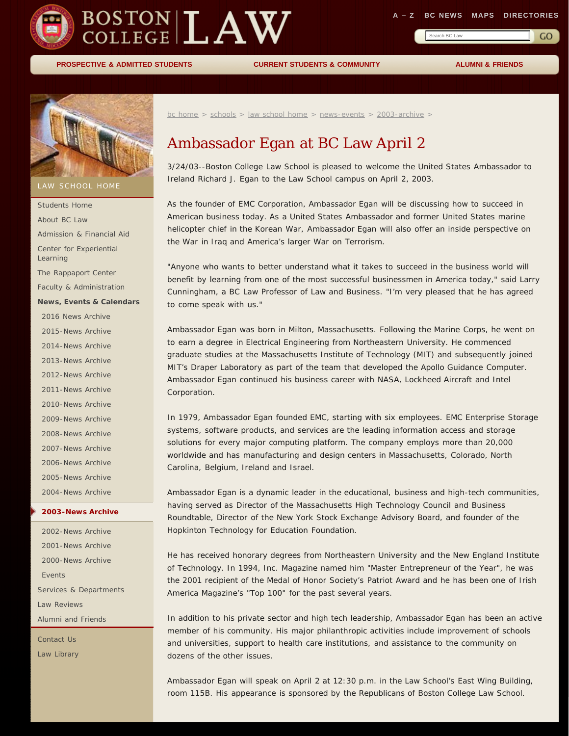BOSTON COLLEGE LAW

A – Z BC NEWS MAPS DIRECTORIES

PROSPECTIVE & ADMITTED STUDENTS | CURRENT STUDENTS & COMMUNITY | ALUMNI & FRIENDS

LAW SCHOOL HOME

- Students Home
- About BC Law
- Admission & Financial Aid
- Center for Experiential Learning
- The Rappaport Center
- Faculty & Administration
- **News, Events & Calendars**
  - 2016 News Archive
  - 2015-News Archive
  - 2014-News Archive
  - 2013-News Archive
  - 2012-News Archive
  - 2011-News Archive
  - 2010-News Archive
  - 2009-News Archive
  - 2008-News Archive
  - 2007-News Archive
  - 2006-News Archive
  - 2005-News Archive
  - 2004-News Archive
  - **2003-News Archive**
  - 2002-News Archive
  - 2001-News Archive
  - 2000-News Archive
  - Events
- Services & Departments
- Law Reviews
- Alumni and Friends
- Contact Us
- Law Library

bc home > schools > law school home > news-events > 2003-archive >

# Ambassador Egan at BC Law April 2

3/24/03--Boston College Law School is pleased to welcome the United States Ambassador to Ireland Richard J. Egan to the Law School campus on April 2, 2003.

As the founder of EMC Corporation, Ambassador Egan will be discussing how to succeed in American business today. As a United States Ambassador and former United States marine helicopter chief in the Korean War, Ambassador Egan will also offer an inside perspective on the War in Iraq and America's larger War on Terrorism.

"Anyone who wants to better understand what it takes to succeed in the business world will benefit by learning from one of the most successful businessmen in America today," said Larry Cunningham, a BC Law Professor of Law and Business. "I'm very pleased that he has agreed to come speak with us."

Ambassador Egan was born in Milton, Massachusetts. Following the Marine Corps, he went on to earn a degree in Electrical Engineering from Northeastern University. He commenced graduate studies at the Massachusetts Institute of Technology (MIT) and subsequently joined MIT's Draper Laboratory as part of the team that developed the Apollo Guidance Computer. Ambassador Egan continued his business career with NASA, Lockheed Aircraft and Intel Corporation.

In 1979, Ambassador Egan founded EMC, starting with six employees. EMC Enterprise Storage systems, software products, and services are the leading information access and storage solutions for every major computing platform. The company employs more than 20,000 worldwide and has manufacturing and design centers in Massachusetts, Colorado, North Carolina, Belgium, Ireland and Israel.

Ambassador Egan is a dynamic leader in the educational, business and high-tech communities, having served as Director of the Massachusetts High Technology Council and Business Roundtable, Director of the New York Stock Exchange Advisory Board, and founder of the Hopkinton Technology for Education Foundation.

He has received honorary degrees from Northeastern University and the New England Institute of Technology. In 1994, Inc. Magazine named him "Master Entrepreneur of the Year", he was the 2001 recipient of the Medal of Honor Society's Patriot Award and he has been one of Irish America Magazine's "Top 100" for the past several years.

In addition to his private sector and high tech leadership, Ambassador Egan has been an active member of his community. His major philanthropic activities include improvement of schools and universities, support to health care institutions, and assistance to the community on dozens of the other issues.

Ambassador Egan will speak on April 2 at 12:30 p.m. in the Law School's East Wing Building, room 115B. His appearance is sponsored by the Republicans of Boston College Law School.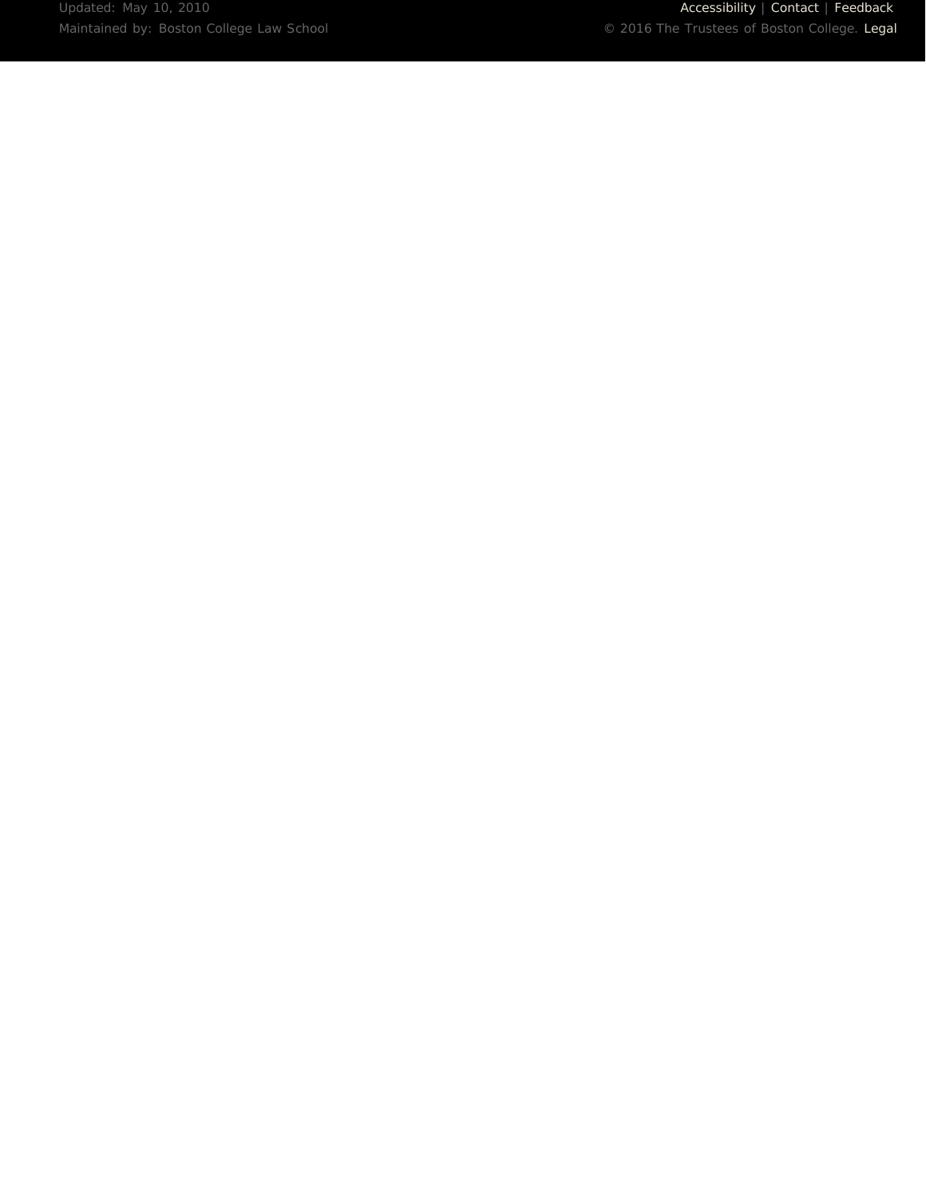Updated: May 10, 2010

Maintained by: Boston College Law School

Accessibility | Contact | Feedback

© 2016 The Trustees of Boston College. Legal